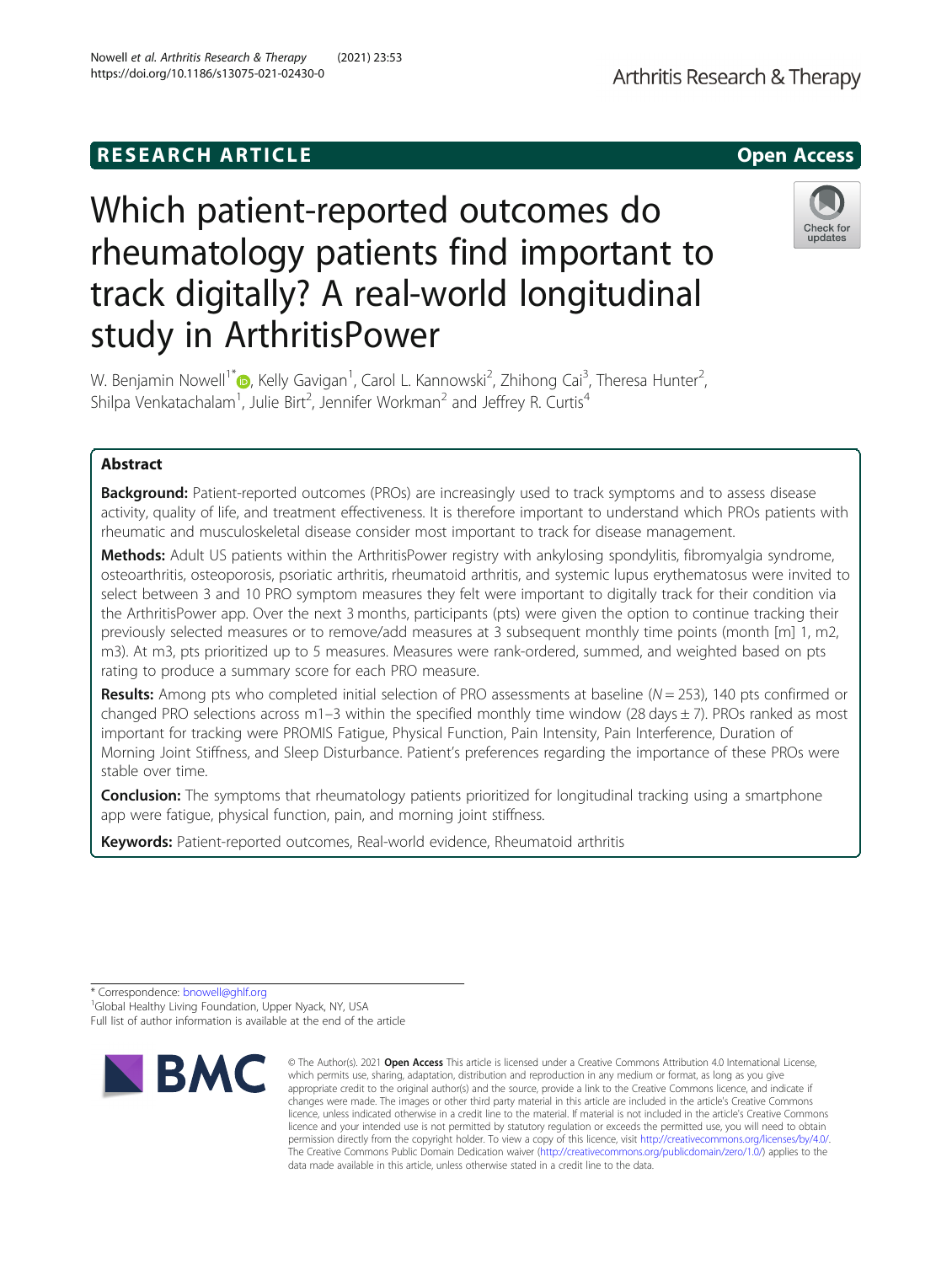RESEARCH ARTICLE

Open Access

# Which patient-reported outcomes do rheumatology patients find important to track digitally? A real-world longitudinal study in ArthritisPower

W. Benjamin Nowell[1*], Kelly Gavigan[1], Carol L. Kannowski[2], Zhihong Cai[3], Theresa Hunter[2], Shilpa Venkatachalam[1], Julie Birt[2], Jennifer Workman[2] and Jeffrey R. Curtis[4]

## Abstract

**Background:** Patient-reported outcomes (PROs) are increasingly used to track symptoms and to assess disease activity, quality of life, and treatment effectiveness. It is therefore important to understand which PROs patients with rheumatic and musculoskeletal disease consider most important to track for disease management.

**Methods:** Adult US patients within the ArthritisPower registry with ankylosing spondylitis, fibromyalgia syndrome, osteoarthritis, osteoporosis, psoriatic arthritis, rheumatoid arthritis, and systemic lupus erythematosus were invited to select between 3 and 10 PRO symptom measures they felt were important to digitally track for their condition via the ArthritisPower app. Over the next 3 months, participants (pts) were given the option to continue tracking their previously selected measures or to remove/add measures at 3 subsequent monthly time points (month [m] 1, m2, m3). At m3, pts prioritized up to 5 measures. Measures were rank-ordered, summed, and weighted based on pts rating to produce a summary score for each PRO measure.

**Results:** Among pts who completed initial selection of PRO assessments at baseline ($N = 253$), 140 pts confirmed or changed PRO selections across m1–3 within the specified monthly time window (28 days ± 7). PROs ranked as most important for tracking were PROMIS Fatigue, Physical Function, Pain Intensity, Pain Interference, Duration of Morning Joint Stiffness, and Sleep Disturbance. Patient's preferences regarding the importance of these PROs were stable over time.

**Conclusion:** The symptoms that rheumatology patients prioritized for longitudinal tracking using a smartphone app were fatigue, physical function, pain, and morning joint stiffness.

**Keywords:** Patient-reported outcomes, Real-world evidence, Rheumatoid arthritis

* Correspondence: bnowell@ghlf.org
[1]Global Healthy Living Foundation, Upper Nyack, NY, USA
Full list of author information is available at the end of the article

© The Author(s). 2021 **Open Access** This article is licensed under a Creative Commons Attribution 4.0 International License, which permits use, sharing, adaptation, distribution and reproduction in any medium or format, as long as you give appropriate credit to the original author(s) and the source, provide a link to the Creative Commons licence, and indicate if changes were made. The images or other third party material in this article are included in the article's Creative Commons licence, unless indicated otherwise in a credit line to the material. If material is not included in the article's Creative Commons licence and your intended use is not permitted by statutory regulation or exceeds the permitted use, you will need to obtain permission directly from the copyright holder. To view a copy of this licence, visit http://creativecommons.org/licenses/by/4.0/. The Creative Commons Public Domain Dedication waiver (http://creativecommons.org/publicdomain/zero/1.0/) applies to the data made available in this article, unless otherwise stated in a credit line to the data.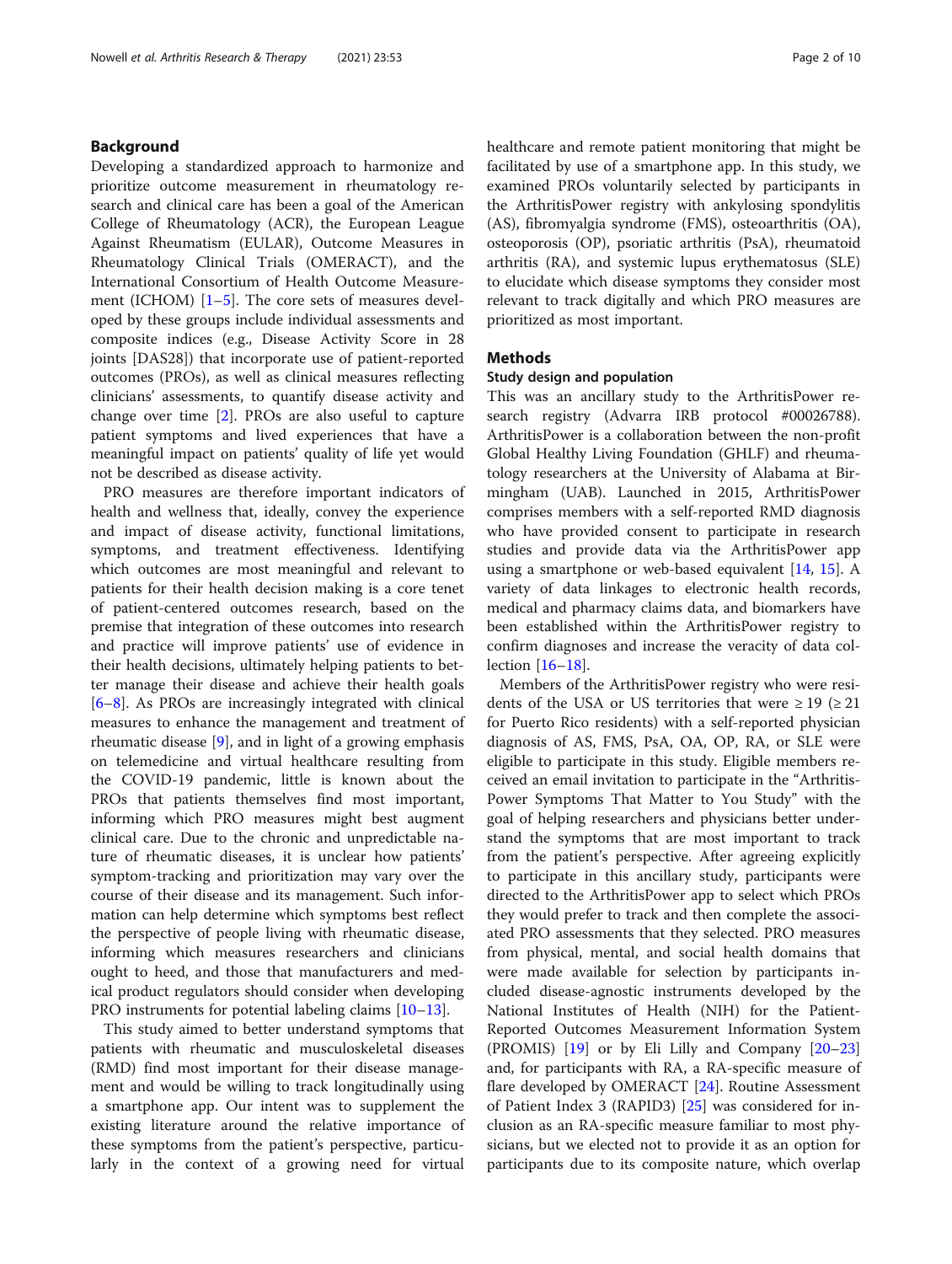## Background

Developing a standardized approach to harmonize and prioritize outcome measurement in rheumatology research and clinical care has been a goal of the American College of Rheumatology (ACR), the European League Against Rheumatism (EULAR), Outcome Measures in Rheumatology Clinical Trials (OMERACT), and the International Consortium of Health Outcome Measurement (ICHOM) [1–5]. The core sets of measures developed by these groups include individual assessments and composite indices (e.g., Disease Activity Score in 28 joints [DAS28]) that incorporate use of patient-reported outcomes (PROs), as well as clinical measures reflecting clinicians' assessments, to quantify disease activity and change over time [2]. PROs are also useful to capture patient symptoms and lived experiences that have a meaningful impact on patients' quality of life yet would not be described as disease activity.

PRO measures are therefore important indicators of health and wellness that, ideally, convey the experience and impact of disease activity, functional limitations, symptoms, and treatment effectiveness. Identifying which outcomes are most meaningful and relevant to patients for their health decision making is a core tenet of patient-centered outcomes research, based on the premise that integration of these outcomes into research and practice will improve patients' use of evidence in their health decisions, ultimately helping patients to better manage their disease and achieve their health goals [6–8]. As PROs are increasingly integrated with clinical measures to enhance the management and treatment of rheumatic disease [9], and in light of a growing emphasis on telemedicine and virtual healthcare resulting from the COVID-19 pandemic, little is known about the PROs that patients themselves find most important, informing which PRO measures might best augment clinical care. Due to the chronic and unpredictable nature of rheumatic diseases, it is unclear how patients' symptom-tracking and prioritization may vary over the course of their disease and its management. Such information can help determine which symptoms best reflect the perspective of people living with rheumatic disease, informing which measures researchers and clinicians ought to heed, and those that manufacturers and medical product regulators should consider when developing PRO instruments for potential labeling claims [10–13].

This study aimed to better understand symptoms that patients with rheumatic and musculoskeletal diseases (RMD) find most important for their disease management and would be willing to track longitudinally using a smartphone app. Our intent was to supplement the existing literature around the relative importance of these symptoms from the patient's perspective, particularly in the context of a growing need for virtual healthcare and remote patient monitoring that might be facilitated by use of a smartphone app. In this study, we examined PROs voluntarily selected by participants in the ArthritisPower registry with ankylosing spondylitis (AS), fibromyalgia syndrome (FMS), osteoarthritis (OA), osteoporosis (OP), psoriatic arthritis (PsA), rheumatoid arthritis (RA), and systemic lupus erythematosus (SLE) to elucidate which disease symptoms they consider most relevant to track digitally and which PRO measures are prioritized as most important.

## Methods

### Study design and population

This was an ancillary study to the ArthritisPower research registry (Advarra IRB protocol #00026788). ArthritisPower is a collaboration between the non-profit Global Healthy Living Foundation (GHLF) and rheumatology researchers at the University of Alabama at Birmingham (UAB). Launched in 2015, ArthritisPower comprises members with a self-reported RMD diagnosis who have provided consent to participate in research studies and provide data via the ArthritisPower app using a smartphone or web-based equivalent [14, 15]. A variety of data linkages to electronic health records, medical and pharmacy claims data, and biomarkers have been established within the ArthritisPower registry to confirm diagnoses and increase the veracity of data collection [16–18].

Members of the ArthritisPower registry who were residents of the USA or US territories that were ≥ 19 (≥ 21 for Puerto Rico residents) with a self-reported physician diagnosis of AS, FMS, PsA, OA, OP, RA, or SLE were eligible to participate in this study. Eligible members received an email invitation to participate in the "ArthritisPower Symptoms That Matter to You Study" with the goal of helping researchers and physicians better understand the symptoms that are most important to track from the patient's perspective. After agreeing explicitly to participate in this ancillary study, participants were directed to the ArthritisPower app to select which PROs they would prefer to track and then complete the associated PRO assessments that they selected. PRO measures from physical, mental, and social health domains that were made available for selection by participants included disease-agnostic instruments developed by the National Institutes of Health (NIH) for the Patient-Reported Outcomes Measurement Information System (PROMIS) [19] or by Eli Lilly and Company [20–23] and, for participants with RA, a RA-specific measure of flare developed by OMERACT [24]. Routine Assessment of Patient Index 3 (RAPID3) [25] was considered for inclusion as an RA-specific measure familiar to most physicians, but we elected not to provide it as an option for participants due to its composite nature, which overlap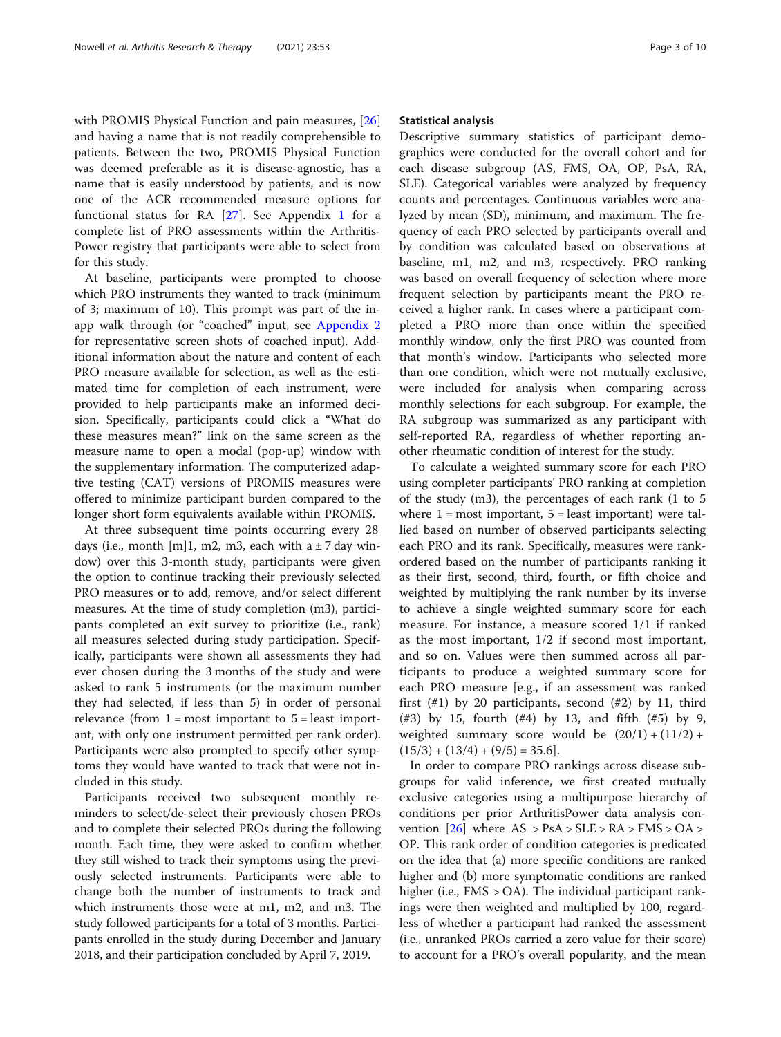with PROMIS Physical Function and pain measures, [26] and having a name that is not readily comprehensible to patients. Between the two, PROMIS Physical Function was deemed preferable as it is disease-agnostic, has a name that is easily understood by patients, and is now one of the ACR recommended measure options for functional status for RA [27]. See Appendix 1 for a complete list of PRO assessments within the ArthritisPower registry that participants were able to select from for this study.

At baseline, participants were prompted to choose which PRO instruments they wanted to track (minimum of 3; maximum of 10). This prompt was part of the in-app walk through (or "coached" input, see Appendix 2 for representative screen shots of coached input). Additional information about the nature and content of each PRO measure available for selection, as well as the estimated time for completion of each instrument, were provided to help participants make an informed decision. Specifically, participants could click a "What do these measures mean?" link on the same screen as the measure name to open a modal (pop-up) window with the supplementary information. The computerized adaptive testing (CAT) versions of PROMIS measures were offered to minimize participant burden compared to the longer short form equivalents available within PROMIS.

At three subsequent time points occurring every 28 days (i.e., month [m]1, m2, m3, each with a ± 7 day window) over this 3-month study, participants were given the option to continue tracking their previously selected PRO measures or to add, remove, and/or select different measures. At the time of study completion (m3), participants completed an exit survey to prioritize (i.e., rank) all measures selected during study participation. Specifically, participants were shown all assessments they had ever chosen during the 3 months of the study and were asked to rank 5 instruments (or the maximum number they had selected, if less than 5) in order of personal relevance (from 1 = most important to 5 = least important, with only one instrument permitted per rank order). Participants were also prompted to specify other symptoms they would have wanted to track that were not included in this study.

Participants received two subsequent monthly reminders to select/de-select their previously chosen PROs and to complete their selected PROs during the following month. Each time, they were asked to confirm whether they still wished to track their symptoms using the previously selected instruments. Participants were able to change both the number of instruments to track and which instruments those were at m1, m2, and m3. The study followed participants for a total of 3 months. Participants enrolled in the study during December and January 2018, and their participation concluded by April 7, 2019.

## Statistical analysis

Descriptive summary statistics of participant demographics were conducted for the overall cohort and for each disease subgroup (AS, FMS, OA, OP, PsA, RA, SLE). Categorical variables were analyzed by frequency counts and percentages. Continuous variables were analyzed by mean (SD), minimum, and maximum. The frequency of each PRO selected by participants overall and by condition was calculated based on observations at baseline, m1, m2, and m3, respectively. PRO ranking was based on overall frequency of selection where more frequent selection by participants meant the PRO received a higher rank. In cases where a participant completed a PRO more than once within the specified monthly window, only the first PRO was counted from that month's window. Participants who selected more than one condition, which were not mutually exclusive, were included for analysis when comparing across monthly selections for each subgroup. For example, the RA subgroup was summarized as any participant with self-reported RA, regardless of whether reporting another rheumatic condition of interest for the study.

To calculate a weighted summary score for each PRO using completer participants' PRO ranking at completion of the study (m3), the percentages of each rank (1 to 5 where 1 = most important, 5 = least important) were tallied based on number of observed participants selecting each PRO and its rank. Specifically, measures were rank-ordered based on the number of participants ranking it as their first, second, third, fourth, or fifth choice and weighted by multiplying the rank number by its inverse to achieve a single weighted summary score for each measure. For instance, a measure scored 1/1 if ranked as the most important, 1/2 if second most important, and so on. Values were then summed across all participants to produce a weighted summary score for each PRO measure [e.g., if an assessment was ranked first (#1) by 20 participants, second (#2) by 11, third (#3) by 15, fourth (#4) by 13, and fifth (#5) by 9, weighted summary score would be $(20/1) + (11/2) + (15/3) + (13/4) + (9/5) = 35.6$].

In order to compare PRO rankings across disease subgroups for valid inference, we first created mutually exclusive categories using a multipurpose hierarchy of conditions per prior ArthritisPower data analysis convention [26] where AS > PsA > SLE > RA > FMS > OA > OP. This rank order of condition categories is predicated on the idea that (a) more specific conditions are ranked higher and (b) more symptomatic conditions are ranked higher (i.e., FMS > OA). The individual participant rankings were then weighted and multiplied by 100, regardless of whether a participant had ranked the assessment (i.e., unranked PROs carried a zero value for their score) to account for a PRO's overall popularity, and the mean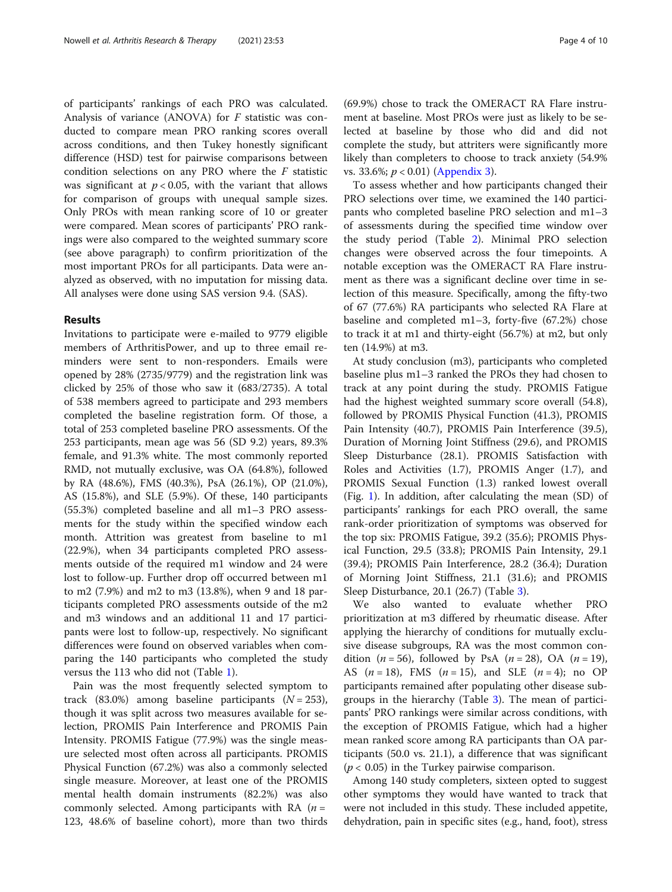of participants' rankings of each PRO was calculated. Analysis of variance (ANOVA) for $F$ statistic was conducted to compare mean PRO ranking scores overall across conditions, and then Tukey honestly significant difference (HSD) test for pairwise comparisons between condition selections on any PRO where the $F$ statistic was significant at $p < 0.05$, with the variant that allows for comparison of groups with unequal sample sizes. Only PROs with mean ranking score of 10 or greater were compared. Mean scores of participants' PRO rankings were also compared to the weighted summary score (see above paragraph) to confirm prioritization of the most important PROs for all participants. Data were analyzed as observed, with no imputation for missing data. All analyses were done using SAS version 9.4. (SAS).

## Results

Invitations to participate were e-mailed to 9779 eligible members of ArthritisPower, and up to three email reminders were sent to non-responders. Emails were opened by 28% (2735/9779) and the registration link was clicked by 25% of those who saw it (683/2735). A total of 538 members agreed to participate and 293 members completed the baseline registration form. Of those, a total of 253 completed baseline PRO assessments. Of the 253 participants, mean age was 56 (SD 9.2) years, 89.3% female, and 91.3% white. The most commonly reported RMD, not mutually exclusive, was OA (64.8%), followed by RA (48.6%), FMS (40.3%), PsA (26.1%), OP (21.0%), AS (15.8%), and SLE (5.9%). Of these, 140 participants (55.3%) completed baseline and all m1–3 PRO assessments for the study within the specified window each month. Attrition was greatest from baseline to m1 (22.9%), when 34 participants completed PRO assessments outside of the required m1 window and 24 were lost to follow-up. Further drop off occurred between m1 to m2 (7.9%) and m2 to m3 (13.8%), when 9 and 18 participants completed PRO assessments outside of the m2 and m3 windows and an additional 11 and 17 participants were lost to follow-up, respectively. No significant differences were found on observed variables when comparing the 140 participants who completed the study versus the 113 who did not (Table 1).

Pain was the most frequently selected symptom to track (83.0%) among baseline participants ($N = 253$), though it was split across two measures available for selection, PROMIS Pain Interference and PROMIS Pain Intensity. PROMIS Fatigue (77.9%) was the single measure selected most often across all participants. PROMIS Physical Function (67.2%) was also a commonly selected single measure. Moreover, at least one of the PROMIS mental health domain instruments (82.2%) was also commonly selected. Among participants with RA ($n = 123$, 48.6% of baseline cohort), more than two thirds (69.9%) chose to track the OMERACT RA Flare instrument at baseline. Most PROs were just as likely to be selected at baseline by those who did and did not complete the study, but attriters were significantly more likely than completers to choose to track anxiety (54.9% vs. 33.6%; $p < 0.01$) (Appendix 3).

To assess whether and how participants changed their PRO selections over time, we examined the 140 participants who completed baseline PRO selection and m1–3 of assessments during the specified time window over the study period (Table 2). Minimal PRO selection changes were observed across the four timepoints. A notable exception was the OMERACT RA Flare instrument as there was a significant decline over time in selection of this measure. Specifically, among the fifty-two of 67 (77.6%) RA participants who selected RA Flare at baseline and completed m1–3, forty-five (67.2%) chose to track it at m1 and thirty-eight (56.7%) at m2, but only ten (14.9%) at m3.

At study conclusion (m3), participants who completed baseline plus m1–3 ranked the PROs they had chosen to track at any point during the study. PROMIS Fatigue had the highest weighted summary score overall (54.8), followed by PROMIS Physical Function (41.3), PROMIS Pain Intensity (40.7), PROMIS Pain Interference (39.5), Duration of Morning Joint Stiffness (29.6), and PROMIS Sleep Disturbance (28.1). PROMIS Satisfaction with Roles and Activities (1.7), PROMIS Anger (1.7), and PROMIS Sexual Function (1.3) ranked lowest overall (Fig. 1). In addition, after calculating the mean (SD) of participants' rankings for each PRO overall, the same rank-order prioritization of symptoms was observed for the top six: PROMIS Fatigue, 39.2 (35.6); PROMIS Physical Function, 29.5 (33.8); PROMIS Pain Intensity, 29.1 (39.4); PROMIS Pain Interference, 28.2 (36.4); Duration of Morning Joint Stiffness, 21.1 (31.6); and PROMIS Sleep Disturbance, 20.1 (26.7) (Table 3).

We also wanted to evaluate whether PRO prioritization at m3 differed by rheumatic disease. After applying the hierarchy of conditions for mutually exclusive disease subgroups, RA was the most common condition ($n = 56$), followed by PsA ($n = 28$), OA ($n = 19$), AS ($n = 18$), FMS ($n = 15$), and SLE ($n = 4$); no OP participants remained after populating other disease subgroups in the hierarchy (Table 3). The mean of participants' PRO rankings were similar across conditions, with the exception of PROMIS Fatigue, which had a higher mean ranked score among RA participants than OA participants (50.0 vs. 21.1), a difference that was significant ($p < 0.05$) in the Turkey pairwise comparison.

Among 140 study completers, sixteen opted to suggest other symptoms they would have wanted to track that were not included in this study. These included appetite, dehydration, pain in specific sites (e.g., hand, foot), stress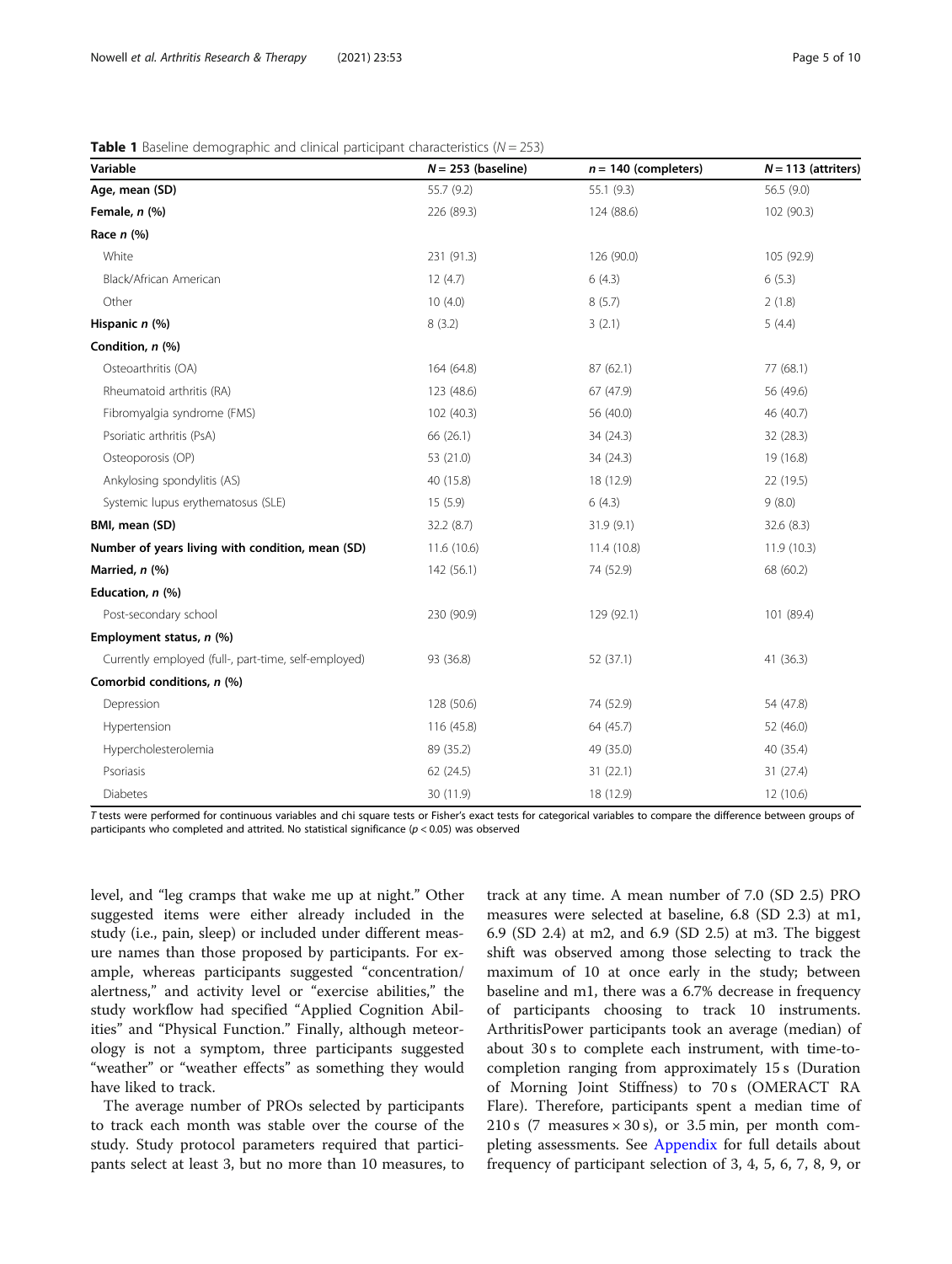**Table 1** Baseline demographic and clinical participant characteristics ($N = 253$)

| Variable | $N = 253$ (baseline) | $n = 140$ (completers) | $N = 113$ (attriters) |
|---|---|---|---|
| **Age, mean (SD)** | 55.7 (9.2) | 55.1 (9.3) | 56.5 (9.0) |
| **Female, *n* (%)** | 226 (89.3) | 124 (88.6) | 102 (90.3) |
| **Race *n* (%)** | | | |
| White | 231 (91.3) | 126 (90.0) | 105 (92.9) |
| Black/African American | 12 (4.7) | 6 (4.3) | 6 (5.3) |
| Other | 10 (4.0) | 8 (5.7) | 2 (1.8) |
| **Hispanic *n* (%)** | 8 (3.2) | 3 (2.1) | 5 (4.4) |
| **Condition, *n* (%)** | | | |
| Osteoarthritis (OA) | 164 (64.8) | 87 (62.1) | 77 (68.1) |
| Rheumatoid arthritis (RA) | 123 (48.6) | 67 (47.9) | 56 (49.6) |
| Fibromyalgia syndrome (FMS) | 102 (40.3) | 56 (40.0) | 46 (40.7) |
| Psoriatic arthritis (PsA) | 66 (26.1) | 34 (24.3) | 32 (28.3) |
| Osteoporosis (OP) | 53 (21.0) | 34 (24.3) | 19 (16.8) |
| Ankylosing spondylitis (AS) | 40 (15.8) | 18 (12.9) | 22 (19.5) |
| Systemic lupus erythematosus (SLE) | 15 (5.9) | 6 (4.3) | 9 (8.0) |
| **BMI, mean (SD)** | 32.2 (8.7) | 31.9 (9.1) | 32.6 (8.3) |
| **Number of years living with condition, mean (SD)** | 11.6 (10.6) | 11.4 (10.8) | 11.9 (10.3) |
| **Married, *n* (%)** | 142 (56.1) | 74 (52.9) | 68 (60.2) |
| **Education, *n* (%)** | | | |
| Post-secondary school | 230 (90.9) | 129 (92.1) | 101 (89.4) |
| **Employment status, *n* (%)** | | | |
| Currently employed (full-, part-time, self-employed) | 93 (36.8) | 52 (37.1) | 41 (36.3) |
| **Comorbid conditions, *n* (%)** | | | |
| Depression | 128 (50.6) | 74 (52.9) | 54 (47.8) |
| Hypertension | 116 (45.8) | 64 (45.7) | 52 (46.0) |
| Hypercholesterolemia | 89 (35.2) | 49 (35.0) | 40 (35.4) |
| Psoriasis | 62 (24.5) | 31 (22.1) | 31 (27.4) |
| Diabetes | 30 (11.9) | 18 (12.9) | 12 (10.6) |

*T* tests were performed for continuous variables and chi square tests or Fisher's exact tests for categorical variables to compare the difference between groups of participants who completed and attrited. No statistical significance ($p < 0.05$) was observed

level, and "leg cramps that wake me up at night." Other suggested items were either already included in the study (i.e., pain, sleep) or included under different measure names than those proposed by participants. For example, whereas participants suggested "concentration/alertness," and activity level or "exercise abilities," the study workflow had specified "Applied Cognition Abilities" and "Physical Function." Finally, although meteorology is not a symptom, three participants suggested "weather" or "weather effects" as something they would have liked to track.

The average number of PROs selected by participants to track each month was stable over the course of the study. Study protocol parameters required that participants select at least 3, but no more than 10 measures, to track at any time. A mean number of 7.0 (SD 2.5) PRO measures were selected at baseline, 6.8 (SD 2.3) at m1, 6.9 (SD 2.4) at m2, and 6.9 (SD 2.5) at m3. The biggest shift was observed among those selecting to track the maximum of 10 at once early in the study; between baseline and m1, there was a 6.7% decrease in frequency of participants choosing to track 10 instruments. ArthritisPower participants took an average (median) of about 30 s to complete each instrument, with time-to-completion ranging from approximately 15 s (Duration of Morning Joint Stiffness) to 70 s (OMERACT RA Flare). Therefore, participants spent a median time of 210 s (7 measures × 30 s), or 3.5 min, per month completing assessments. See Appendix for full details about frequency of participant selection of 3, 4, 5, 6, 7, 8, 9, or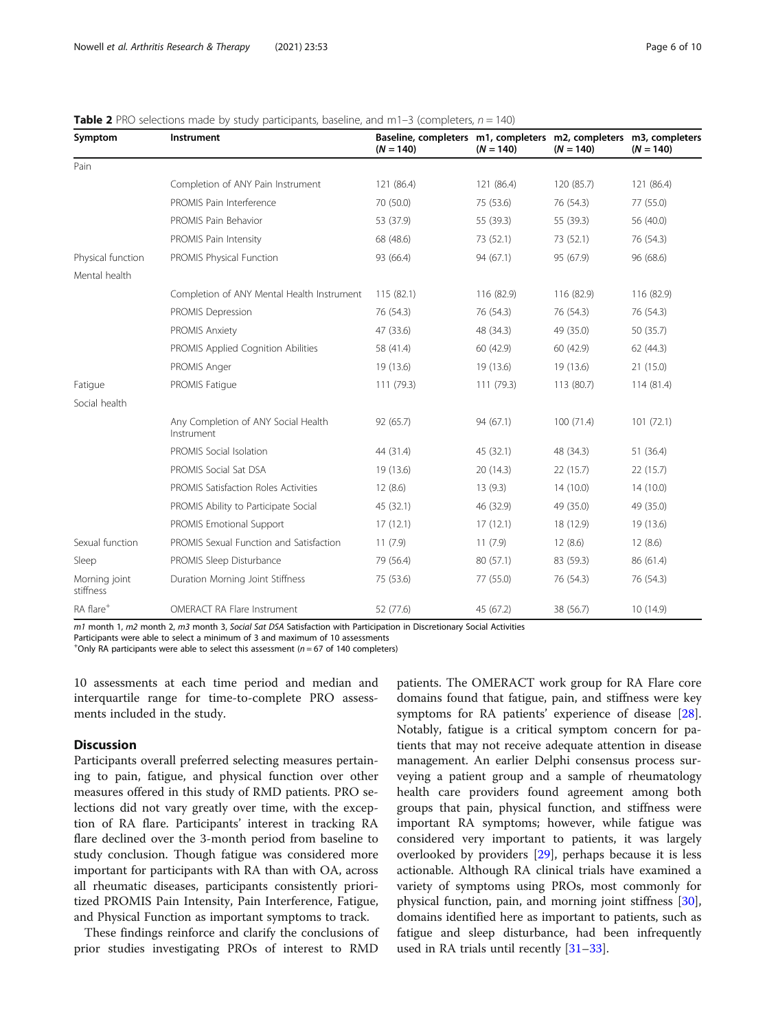**Table 2** PRO selections made by study participants, baseline, and m1–3 (completers, $n = 140$)

| Symptom | Instrument | Baseline, completers ($N = 140$) | m1, completers ($N = 140$) | m2, completers ($N = 140$) | m3, completers ($N = 140$) |
|---|---|---|---|---|---|
| Pain | | | | | |
| | Completion of ANY Pain Instrument | 121 (86.4) | 121 (86.4) | 120 (85.7) | 121 (86.4) |
| | PROMIS Pain Interference | 70 (50.0) | 75 (53.6) | 76 (54.3) | 77 (55.0) |
| | PROMIS Pain Behavior | 53 (37.9) | 55 (39.3) | 55 (39.3) | 56 (40.0) |
| | PROMIS Pain Intensity | 68 (48.6) | 73 (52.1) | 73 (52.1) | 76 (54.3) |
| Physical function | PROMIS Physical Function | 93 (66.4) | 94 (67.1) | 95 (67.9) | 96 (68.6) |
| Mental health | | | | | |
| | Completion of ANY Mental Health Instrument | 115 (82.1) | 116 (82.9) | 116 (82.9) | 116 (82.9) |
| | PROMIS Depression | 76 (54.3) | 76 (54.3) | 76 (54.3) | 76 (54.3) |
| | PROMIS Anxiety | 47 (33.6) | 48 (34.3) | 49 (35.0) | 50 (35.7) |
| | PROMIS Applied Cognition Abilities | 58 (41.4) | 60 (42.9) | 60 (42.9) | 62 (44.3) |
| | PROMIS Anger | 19 (13.6) | 19 (13.6) | 19 (13.6) | 21 (15.0) |
| Fatigue | PROMIS Fatigue | 111 (79.3) | 111 (79.3) | 113 (80.7) | 114 (81.4) |
| Social health | | | | | |
| | Any Completion of ANY Social Health Instrument | 92 (65.7) | 94 (67.1) | 100 (71.4) | 101 (72.1) |
| | PROMIS Social Isolation | 44 (31.4) | 45 (32.1) | 48 (34.3) | 51 (36.4) |
| | PROMIS Social Sat DSA | 19 (13.6) | 20 (14.3) | 22 (15.7) | 22 (15.7) |
| | PROMIS Satisfaction Roles Activities | 12 (8.6) | 13 (9.3) | 14 (10.0) | 14 (10.0) |
| | PROMIS Ability to Participate Social | 45 (32.1) | 46 (32.9) | 49 (35.0) | 49 (35.0) |
| | PROMIS Emotional Support | 17 (12.1) | 17 (12.1) | 18 (12.9) | 19 (13.6) |
| Sexual function | PROMIS Sexual Function and Satisfaction | 11 (7.9) | 11 (7.9) | 12 (8.6) | 12 (8.6) |
| Sleep | PROMIS Sleep Disturbance | 79 (56.4) | 80 (57.1) | 83 (59.3) | 86 (61.4) |
| Morning joint stiffness | Duration Morning Joint Stiffness | 75 (53.6) | 77 (55.0) | 76 (54.3) | 76 (54.3) |
| RA flare[+] | OMERACT RA Flare Instrument | 52 (77.6) | 45 (67.2) | 38 (56.7) | 10 (14.9) |

*m1* month 1, *m2* month 2, *m3* month 3, *Social Sat DSA* Satisfaction with Participation in Discretionary Social Activities
Participants were able to select a minimum of 3 and maximum of 10 assessments
[+]Only RA participants were able to select this assessment ($n = 67$ of 140 completers)

10 assessments at each time period and median and interquartile range for time-to-complete PRO assessments included in the study.

## Discussion

Participants overall preferred selecting measures pertaining to pain, fatigue, and physical function over other measures offered in this study of RMD patients. PRO selections did not vary greatly over time, with the exception of RA flare. Participants' interest in tracking RA flare declined over the 3-month period from baseline to study conclusion. Though fatigue was considered more important for participants with RA than with OA, across all rheumatic diseases, participants consistently prioritized PROMIS Pain Intensity, Pain Interference, Fatigue, and Physical Function as important symptoms to track.

These findings reinforce and clarify the conclusions of prior studies investigating PROs of interest to RMD patients. The OMERACT work group for RA Flare core domains found that fatigue, pain, and stiffness were key symptoms for RA patients' experience of disease [28]. Notably, fatigue is a critical symptom concern for patients that may not receive adequate attention in disease management. An earlier Delphi consensus process surveying a patient group and a sample of rheumatology health care providers found agreement among both groups that pain, physical function, and stiffness were important RA symptoms; however, while fatigue was considered very important to patients, it was largely overlooked by providers [29], perhaps because it is less actionable. Although RA clinical trials have examined a variety of symptoms using PROs, most commonly for physical function, pain, and morning joint stiffness [30], domains identified here as important to patients, such as fatigue and sleep disturbance, had been infrequently used in RA trials until recently [31–33].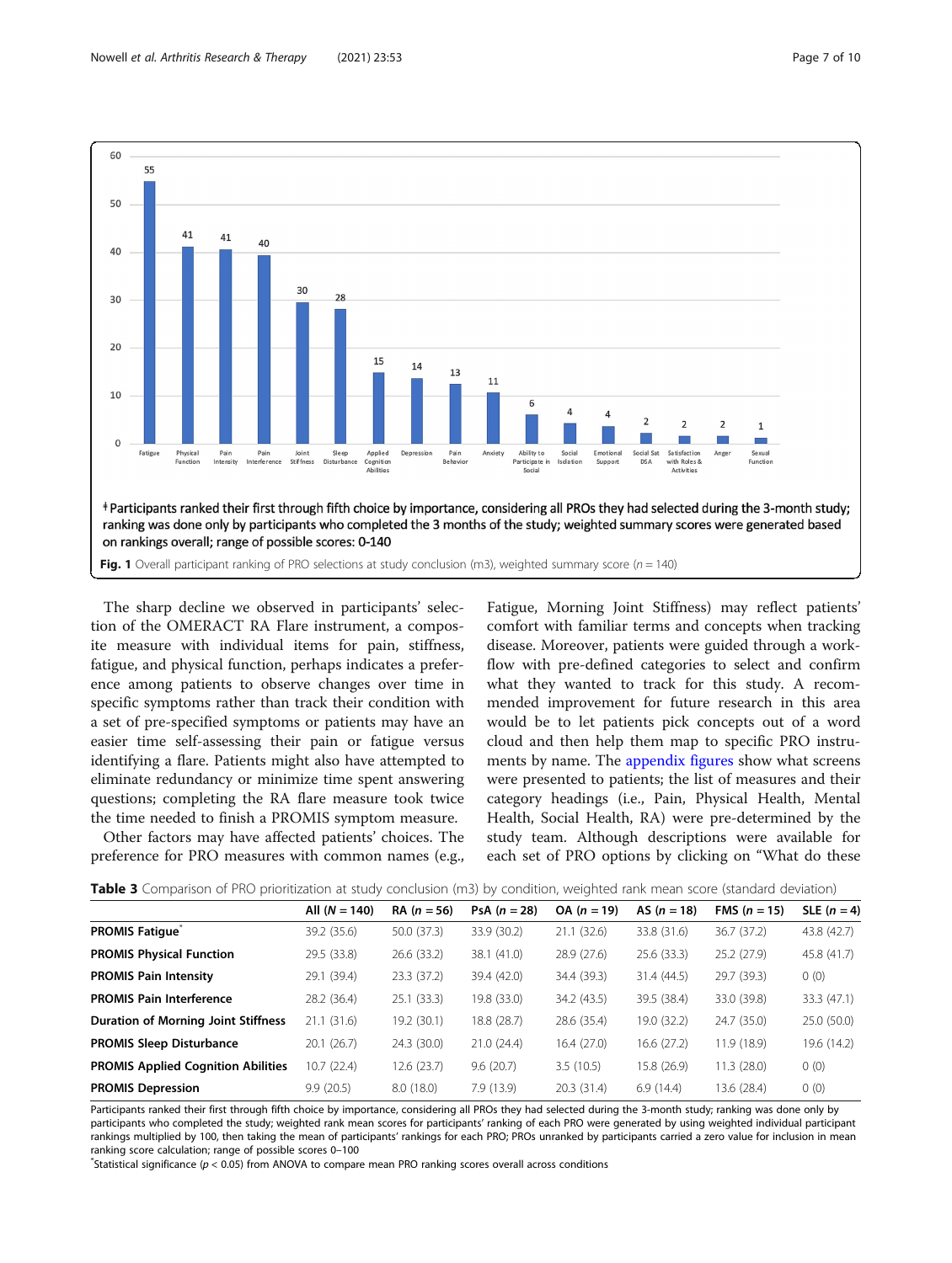60

50

40

30

20

10

0

| Fatigue | Physical Function | Pain Intensity | Pain Interference | Joint Stiffness | Sleep Disturbance | Applied Cognition Abilities | Depression | Pain Behavior | Anxiety | Ability to Participate in Social | Social Isolation | Emotional Support | Social Sat DSA | Satisfaction with Roles & Activities | Anger | Sexual Function |
|---|---|---|---|---|---|---|---|---|---|---|---|---|---|---|---|---|
| 55 | 41 | 41 | 40 | 30 | 28 | 15 | 14 | 13 | 11 | 6 | 4 | 4 | 2 | 2 | 2 | 1 |

ǂ Participants ranked their first through fifth choice by importance, considering all PROs they had selected during the 3-month study; ranking was done only by participants who completed the 3 months of the study; weighted summary scores were generated based on rankings overall; range of possible scores: 0-140

**Fig. 1** Overall participant ranking of PRO selections at study conclusion (m3), weighted summary score (n = 140)

The sharp decline we observed in participants' selection of the OMERACT RA Flare instrument, a composite measure with individual items for pain, stiffness, fatigue, and physical function, perhaps indicates a preference among patients to observe changes over time in specific symptoms rather than track their condition with a set of pre-specified symptoms or patients may have an easier time self-assessing their pain or fatigue versus identifying a flare. Patients might also have attempted to eliminate redundancy or minimize time spent answering questions; completing the RA flare measure took twice the time needed to finish a PROMIS symptom measure.

Other factors may have affected patients' choices. The preference for PRO measures with common names (e.g., Fatigue, Morning Joint Stiffness) may reflect patients' comfort with familiar terms and concepts when tracking disease. Moreover, patients were guided through a workflow with pre-defined categories to select and confirm what they wanted to track for this study. A recommended improvement for future research in this area would be to let patients pick concepts out of a word cloud and then help them map to specific PRO instruments by name. The appendix figures show what screens were presented to patients; the list of measures and their category headings (i.e., Pain, Physical Health, Mental Health, Social Health, RA) were pre-determined by the study team. Although descriptions were available for each set of PRO options by clicking on "What do these

**Table 3** Comparison of PRO prioritization at study conclusion (m3) by condition, weighted rank mean score (standard deviation)

| | All (N = 140) | RA (n = 56) | PsA (n = 28) | OA (n = 19) | AS (n = 18) | FMS (n = 15) | SLE (n = 4) |
|---|---|---|---|---|---|---|---|
| **PROMIS Fatigue**[*] | 39.2 (35.6) | 50.0 (37.3) | 33.9 (30.2) | 21.1 (32.6) | 33.8 (31.6) | 36.7 (37.2) | 43.8 (42.7) |
| **PROMIS Physical Function** | 29.5 (33.8) | 26.6 (33.2) | 38.1 (41.0) | 28.9 (27.6) | 25.6 (33.3) | 25.2 (27.9) | 45.8 (41.7) |
| **PROMIS Pain Intensity** | 29.1 (39.4) | 23.3 (37.2) | 39.4 (42.0) | 34.4 (39.3) | 31.4 (44.5) | 29.7 (39.3) | 0 (0) |
| **PROMIS Pain Interference** | 28.2 (36.4) | 25.1 (33.3) | 19.8 (33.0) | 34.2 (43.5) | 39.5 (38.4) | 33.0 (39.8) | 33.3 (47.1) |
| **Duration of Morning Joint Stiffness** | 21.1 (31.6) | 19.2 (30.1) | 18.8 (28.7) | 28.6 (35.4) | 19.0 (32.2) | 24.7 (35.0) | 25.0 (50.0) |
| **PROMIS Sleep Disturbance** | 20.1 (26.7) | 24.3 (30.0) | 21.0 (24.4) | 16.4 (27.0) | 16.6 (27.2) | 11.9 (18.9) | 19.6 (14.2) |
| **PROMIS Applied Cognition Abilities** | 10.7 (22.4) | 12.6 (23.7) | 9.6 (20.7) | 3.5 (10.5) | 15.8 (26.9) | 11.3 (28.0) | 0 (0) |
| **PROMIS Depression** | 9.9 (20.5) | 8.0 (18.0) | 7.9 (13.9) | 20.3 (31.4) | 6.9 (14.4) | 13.6 (28.4) | 0 (0) |

Participants ranked their first through fifth choice by importance, considering all PROs they had selected during the 3-month study; ranking was done only by participants who completed the study; weighted rank mean scores for participants' ranking of each PRO were generated by using weighted individual participant rankings multiplied by 100, then taking the mean of participants' rankings for each PRO; PROs unranked by participants carried a zero value for inclusion in mean ranking score calculation; range of possible scores 0–100

[*]Statistical significance ($p < 0.05$) from ANOVA to compare mean PRO ranking scores overall across conditions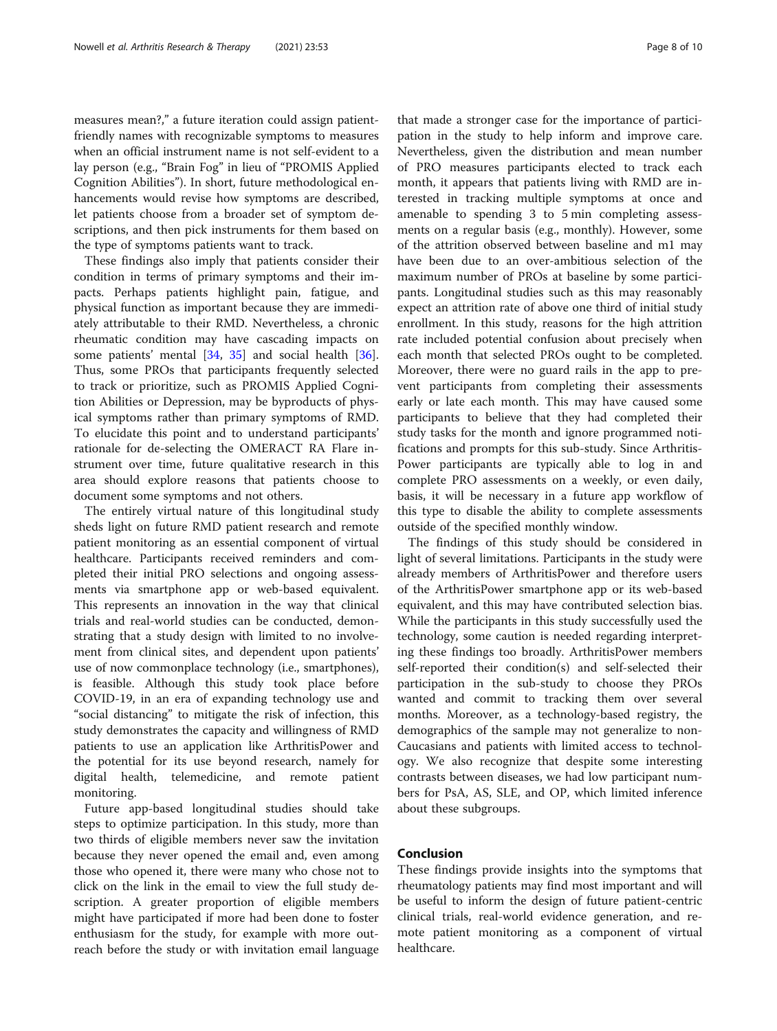measures mean?," a future iteration could assign patient-friendly names with recognizable symptoms to measures when an official instrument name is not self-evident to a lay person (e.g., "Brain Fog" in lieu of "PROMIS Applied Cognition Abilities"). In short, future methodological enhancements would revise how symptoms are described, let patients choose from a broader set of symptom descriptions, and then pick instruments for them based on the type of symptoms patients want to track.

These findings also imply that patients consider their condition in terms of primary symptoms and their impacts. Perhaps patients highlight pain, fatigue, and physical function as important because they are immediately attributable to their RMD. Nevertheless, a chronic rheumatic condition may have cascading impacts on some patients' mental [34, 35] and social health [36]. Thus, some PROs that participants frequently selected to track or prioritize, such as PROMIS Applied Cognition Abilities or Depression, may be byproducts of physical symptoms rather than primary symptoms of RMD. To elucidate this point and to understand participants' rationale for de-selecting the OMERACT RA Flare instrument over time, future qualitative research in this area should explore reasons that patients choose to document some symptoms and not others.

The entirely virtual nature of this longitudinal study sheds light on future RMD patient research and remote patient monitoring as an essential component of virtual healthcare. Participants received reminders and completed their initial PRO selections and ongoing assessments via smartphone app or web-based equivalent. This represents an innovation in the way that clinical trials and real-world studies can be conducted, demonstrating that a study design with limited to no involvement from clinical sites, and dependent upon patients' use of now commonplace technology (i.e., smartphones), is feasible. Although this study took place before COVID-19, in an era of expanding technology use and "social distancing" to mitigate the risk of infection, this study demonstrates the capacity and willingness of RMD patients to use an application like ArthritisPower and the potential for its use beyond research, namely for digital health, telemedicine, and remote patient monitoring.

Future app-based longitudinal studies should take steps to optimize participation. In this study, more than two thirds of eligible members never saw the invitation because they never opened the email and, even among those who opened it, there were many who chose not to click on the link in the email to view the full study description. A greater proportion of eligible members might have participated if more had been done to foster enthusiasm for the study, for example with more outreach before the study or with invitation email language that made a stronger case for the importance of participation in the study to help inform and improve care. Nevertheless, given the distribution and mean number of PRO measures participants elected to track each month, it appears that patients living with RMD are interested in tracking multiple symptoms at once and amenable to spending 3 to 5 min completing assessments on a regular basis (e.g., monthly). However, some of the attrition observed between baseline and m1 may have been due to an over-ambitious selection of the maximum number of PROs at baseline by some participants. Longitudinal studies such as this may reasonably expect an attrition rate of above one third of initial study enrollment. In this study, reasons for the high attrition rate included potential confusion about precisely when each month that selected PROs ought to be completed. Moreover, there were no guard rails in the app to prevent participants from completing their assessments early or late each month. This may have caused some participants to believe that they had completed their study tasks for the month and ignore programmed notifications and prompts for this sub-study. Since ArthritisPower participants are typically able to log in and complete PRO assessments on a weekly, or even daily, basis, it will be necessary in a future app workflow of this type to disable the ability to complete assessments outside of the specified monthly window.

The findings of this study should be considered in light of several limitations. Participants in the study were already members of ArthritisPower and therefore users of the ArthritisPower smartphone app or its web-based equivalent, and this may have contributed selection bias. While the participants in this study successfully used the technology, some caution is needed regarding interpreting these findings too broadly. ArthritisPower members self-reported their condition(s) and self-selected their participation in the sub-study to choose they PROs wanted and commit to tracking them over several months. Moreover, as a technology-based registry, the demographics of the sample may not generalize to non-Caucasians and patients with limited access to technology. We also recognize that despite some interesting contrasts between diseases, we had low participant numbers for PsA, AS, SLE, and OP, which limited inference about these subgroups.

## Conclusion

These findings provide insights into the symptoms that rheumatology patients may find most important and will be useful to inform the design of future patient-centric clinical trials, real-world evidence generation, and remote patient monitoring as a component of virtual healthcare.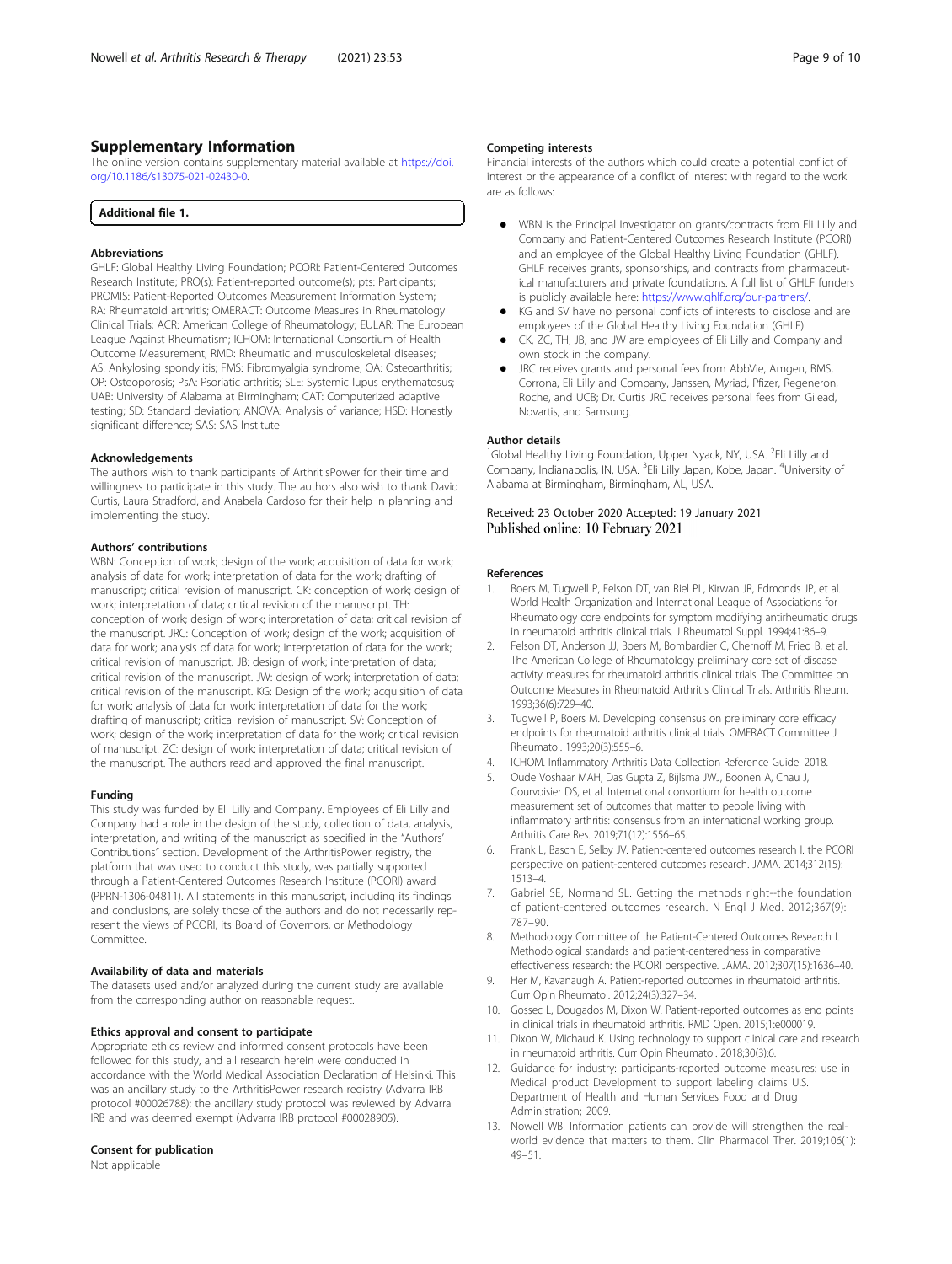## Supplementary Information

The online version contains supplementary material available at https://doi.org/10.1186/s13075-021-02430-0.

**Additional file 1.**

### Abbreviations

GHLF: Global Healthy Living Foundation; PCORI: Patient-Centered Outcomes Research Institute; PRO(s): Patient-reported outcome(s); pts: Participants; PROMIS: Patient-Reported Outcomes Measurement Information System; RA: Rheumatoid arthritis; OMERACT: Outcome Measures in Rheumatology Clinical Trials; ACR: American College of Rheumatology; EULAR: The European League Against Rheumatism; ICHOM: International Consortium of Health Outcome Measurement; RMD: Rheumatic and musculoskeletal diseases; AS: Ankylosing spondylitis; FMS: Fibromyalgia syndrome; OA: Osteoarthritis; OP: Osteoporosis; PsA: Psoriatic arthritis; SLE: Systemic lupus erythematosus; UAB: University of Alabama at Birmingham; CAT: Computerized adaptive testing; SD: Standard deviation; ANOVA: Analysis of variance; HSD: Honestly significant difference; SAS: SAS Institute

### Acknowledgements

The authors wish to thank participants of ArthritisPower for their time and willingness to participate in this study. The authors also wish to thank David Curtis, Laura Stradford, and Anabela Cardoso for their help in planning and implementing the study.

### Authors' contributions

WBN: Conception of work; design of the work; acquisition of data for work; analysis of data for work; interpretation of data for the work; drafting of manuscript; critical revision of manuscript. CK: conception of work; design of work; interpretation of data; critical revision of the manuscript. TH: conception of work; design of work; interpretation of data; critical revision of the manuscript. JRC: Conception of work; design of the work; acquisition of data for work; analysis of data for work; interpretation of data for the work; critical revision of manuscript. JB: design of work; interpretation of data; critical revision of the manuscript. JW: design of work; interpretation of data; critical revision of the manuscript. KG: Design of the work; acquisition of data for work; analysis of data for work; interpretation of data for the work; drafting of manuscript; critical revision of manuscript. SV: Conception of work; design of the work; interpretation of data for the work; critical revision of manuscript. ZC: design of work; interpretation of data; critical revision of the manuscript. The authors read and approved the final manuscript.

### Funding

This study was funded by Eli Lilly and Company. Employees of Eli Lilly and Company had a role in the design of the study, collection of data, analysis, interpretation, and writing of the manuscript as specified in the "Authors' Contributions" section. Development of the ArthritisPower registry, the platform that was used to conduct this study, was partially supported through a Patient-Centered Outcomes Research Institute (PCORI) award (PPRN-1306-04811). All statements in this manuscript, including its findings and conclusions, are solely those of the authors and do not necessarily represent the views of PCORI, its Board of Governors, or Methodology Committee.

### Availability of data and materials

The datasets used and/or analyzed during the current study are available from the corresponding author on reasonable request.

### Ethics approval and consent to participate

Appropriate ethics review and informed consent protocols have been followed for this study, and all research herein were conducted in accordance with the World Medical Association Declaration of Helsinki. This was an ancillary study to the ArthritisPower research registry (Advarra IRB protocol #00026788); the ancillary study protocol was reviewed by Advarra IRB and was deemed exempt (Advarra IRB protocol #00028905).

### Consent for publication

Not applicable

### Competing interests

Financial interests of the authors which could create a potential conflict of interest or the appearance of a conflict of interest with regard to the work are as follows:

- WBN is the Principal Investigator on grants/contracts from Eli Lilly and Company and Patient-Centered Outcomes Research Institute (PCORI) and an employee of the Global Healthy Living Foundation (GHLF). GHLF receives grants, sponsorships, and contracts from pharmaceutical manufacturers and private foundations. A full list of GHLF funders is publicly available here: https://www.ghlf.org/our-partners/.
- KG and SV have no personal conflicts of interests to disclose and are employees of the Global Healthy Living Foundation (GHLF).
- CK, ZC, TH, JB, and JW are employees of Eli Lilly and Company and own stock in the company.
- JRC receives grants and personal fees from AbbVie, Amgen, BMS, Corrona, Eli Lilly and Company, Janssen, Myriad, Pfizer, Regeneron, Roche, and UCB; Dr. Curtis JRC receives personal fees from Gilead, Novartis, and Samsung.

### Author details

[1]Global Healthy Living Foundation, Upper Nyack, NY, USA. [2]Eli Lilly and Company, Indianapolis, IN, USA. [3]Eli Lilly Japan, Kobe, Japan. [4]University of Alabama at Birmingham, Birmingham, AL, USA.

Received: 23 October 2020 Accepted: 19 January 2021
Published online: 10 February 2021

### References

1. Boers M, Tugwell P, Felson DT, van Riel PL, Kirwan JR, Edmonds JP, et al. World Health Organization and International League of Associations for Rheumatology core endpoints for symptom modifying antirheumatic drugs in rheumatoid arthritis clinical trials. J Rheumatol Suppl. 1994;41:86–9.
2. Felson DT, Anderson JJ, Boers M, Bombardier C, Chernoff M, Fried B, et al. The American College of Rheumatology preliminary core set of disease activity measures for rheumatoid arthritis clinical trials. The Committee on Outcome Measures in Rheumatoid Arthritis Clinical Trials. Arthritis Rheum. 1993;36(6):729–40.
3. Tugwell P, Boers M. Developing consensus on preliminary core efficacy endpoints for rheumatoid arthritis clinical trials. OMERACT Committee J Rheumatol. 1993;20(3):555–6.
4. ICHOM. Inflammatory Arthritis Data Collection Reference Guide. 2018.
5. Oude Voshaar MAH, Das Gupta Z, Bijlsma JWJ, Boonen A, Chau J, Courvoisier DS, et al. International consortium for health outcome measurement set of outcomes that matter to people living with inflammatory arthritis: consensus from an international working group. Arthritis Care Res. 2019;71(12):1556–65.
6. Frank L, Basch E, Selby JV. Patient-centered outcomes research I. the PCORI perspective on patient-centered outcomes research. JAMA. 2014;312(15):1513–4.
7. Gabriel SE, Normand SL. Getting the methods right--the foundation of patient-centered outcomes research. N Engl J Med. 2012;367(9):787–90.
8. Methodology Committee of the Patient-Centered Outcomes Research I. Methodological standards and patient-centeredness in comparative effectiveness research: the PCORI perspective. JAMA. 2012;307(15):1636–40.
9. Her M, Kavanaugh A. Patient-reported outcomes in rheumatoid arthritis. Curr Opin Rheumatol. 2012;24(3):327–34.
10. Gossec L, Dougados M, Dixon W. Patient-reported outcomes as end points in clinical trials in rheumatoid arthritis. RMD Open. 2015;1:e000019.
11. Dixon W, Michaud K. Using technology to support clinical care and research in rheumatoid arthritis. Curr Opin Rheumatol. 2018;30(3):6.
12. Guidance for industry: participants-reported outcome measures: use in Medical product Development to support labeling claims U.S. Department of Health and Human Services Food and Drug Administration; 2009.
13. Nowell WB. Information patients can provide will strengthen the real-world evidence that matters to them. Clin Pharmacol Ther. 2019;106(1):49–51.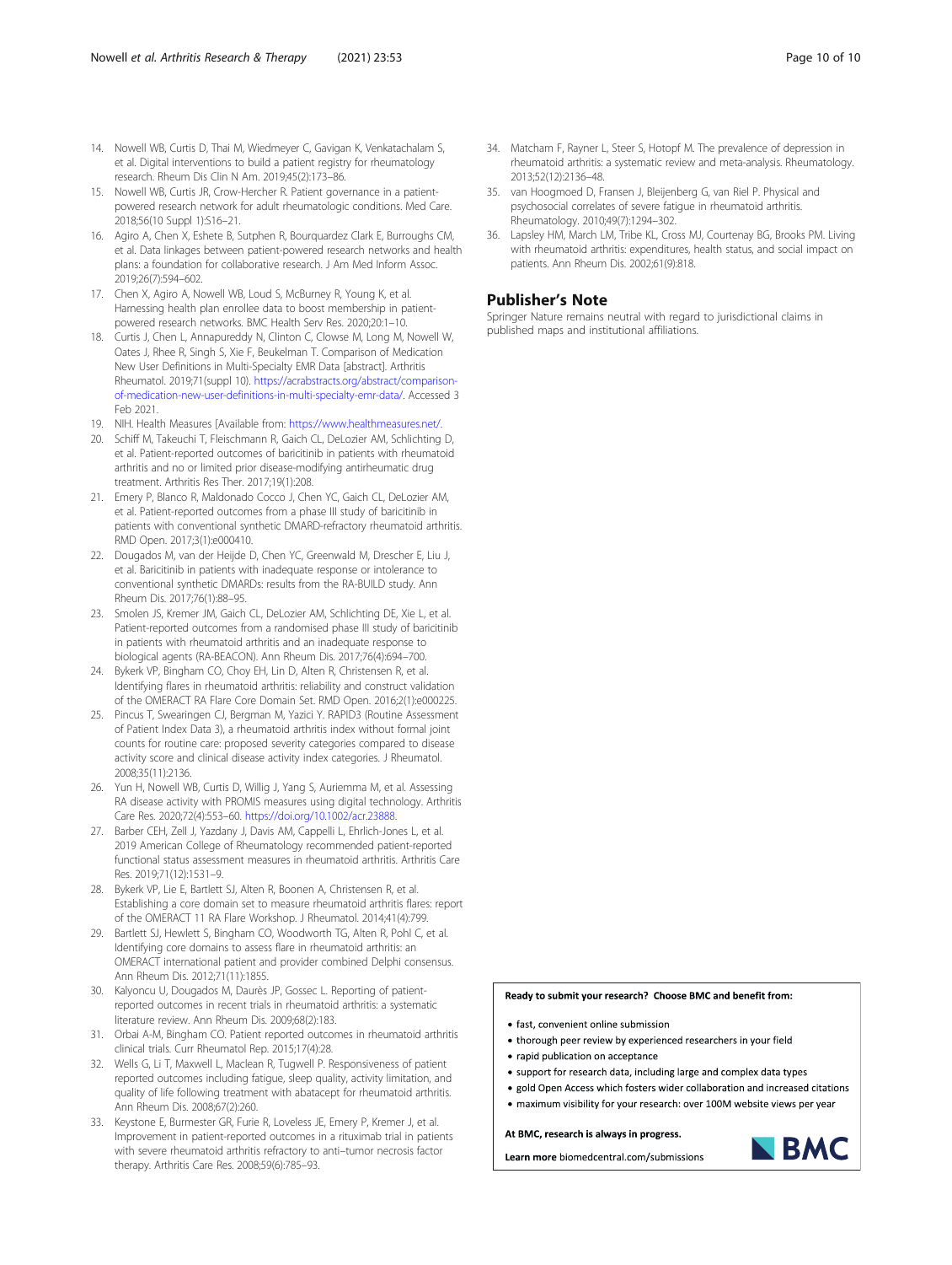14. Nowell WB, Curtis D, Thai M, Wiedmeyer C, Gavigan K, Venkatachalam S, et al. Digital interventions to build a patient registry for rheumatology research. Rheum Dis Clin N Am. 2019;45(2):173–86.
15. Nowell WB, Curtis JR, Crow-Hercher R. Patient governance in a patient-powered research network for adult rheumatologic conditions. Med Care. 2018;56(10 Suppl 1):S16–21.
16. Agiro A, Chen X, Eshete B, Sutphen R, Bourquardez Clark E, Burroughs CM, et al. Data linkages between patient-powered research networks and health plans: a foundation for collaborative research. J Am Med Inform Assoc. 2019;26(7):594–602.
17. Chen X, Agiro A, Nowell WB, Loud S, McBurney R, Young K, et al. Harnessing health plan enrollee data to boost membership in patient-powered research networks. BMC Health Serv Res. 2020;20:1–10.
18. Curtis J, Chen L, Annapureddy N, Clinton C, Clowse M, Long M, Nowell W, Oates J, Rhee R, Singh S, Xie F, Beukelman T. Comparison of Medication New User Definitions in Multi-Specialty EMR Data [abstract]. Arthritis Rheumatol. 2019;71(suppl 10). https://acrabstracts.org/abstract/comparison-of-medication-new-user-definitions-in-multi-specialty-emr-data/. Accessed 3 Feb 2021.
19. NIH. Health Measures [Available from: https://www.healthmeasures.net/.
20. Schiff M, Takeuchi T, Fleischmann R, Gaich CL, DeLozier AM, Schlichting D, et al. Patient-reported outcomes of baricitinib in patients with rheumatoid arthritis and no or limited prior disease-modifying antirheumatic drug treatment. Arthritis Res Ther. 2017;19(1):208.
21. Emery P, Blanco R, Maldonado Cocco J, Chen YC, Gaich CL, DeLozier AM, et al. Patient-reported outcomes from a phase III study of baricitinib in patients with conventional synthetic DMARD-refractory rheumatoid arthritis. RMD Open. 2017;3(1):e000410.
22. Dougados M, van der Heijde D, Chen YC, Greenwald M, Drescher E, Liu J, et al. Baricitinib in patients with inadequate response or intolerance to conventional synthetic DMARDs: results from the RA-BUILD study. Ann Rheum Dis. 2017;76(1):88–95.
23. Smolen JS, Kremer JM, Gaich CL, DeLozier AM, Schlichting DE, Xie L, et al. Patient-reported outcomes from a randomised phase III study of baricitinib in patients with rheumatoid arthritis and an inadequate response to biological agents (RA-BEACON). Ann Rheum Dis. 2017;76(4):694–700.
24. Bykerk VP, Bingham CO, Choy EH, Lin D, Alten R, Christensen R, et al. Identifying flares in rheumatoid arthritis: reliability and construct validation of the OMERACT RA Flare Core Domain Set. RMD Open. 2016;2(1):e000225.
25. Pincus T, Swearingen CJ, Bergman M, Yazici Y. RAPID3 (Routine Assessment of Patient Index Data 3), a rheumatoid arthritis index without formal joint counts for routine care: proposed severity categories compared to disease activity score and clinical disease activity index categories. J Rheumatol. 2008;35(11):2136.
26. Yun H, Nowell WB, Curtis D, Willig J, Yang S, Auriemma M, et al. Assessing RA disease activity with PROMIS measures using digital technology. Arthritis Care Res. 2020;72(4):553–60. https://doi.org/10.1002/acr.23888.
27. Barber CEH, Zell J, Yazdany J, Davis AM, Cappelli L, Ehrlich-Jones L, et al. 2019 American College of Rheumatology recommended patient-reported functional status assessment measures in rheumatoid arthritis. Arthritis Care Res. 2019;71(12):1531–9.
28. Bykerk VP, Lie E, Bartlett SJ, Alten R, Boonen A, Christensen R, et al. Establishing a core domain set to measure rheumatoid arthritis flares: report of the OMERACT 11 RA Flare Workshop. J Rheumatol. 2014;41(4):799.
29. Bartlett SJ, Hewlett S, Bingham CO, Woodworth TG, Alten R, Pohl C, et al. Identifying core domains to assess flare in rheumatoid arthritis: an OMERACT international patient and provider combined Delphi consensus. Ann Rheum Dis. 2012;71(11):1855.
30. Kalyoncu U, Dougados M, Daurès JP, Gossec L. Reporting of patient-reported outcomes in recent trials in rheumatoid arthritis: a systematic literature review. Ann Rheum Dis. 2009;68(2):183.
31. Orbai A-M, Bingham CO. Patient reported outcomes in rheumatoid arthritis clinical trials. Curr Rheumatol Rep. 2015;17(4):28.
32. Wells G, Li T, Maxwell L, Maclean R, Tugwell P. Responsiveness of patient reported outcomes including fatigue, sleep quality, activity limitation, and quality of life following treatment with abatacept for rheumatoid arthritis. Ann Rheum Dis. 2008;67(2):260.
33. Keystone E, Burmester GR, Furie R, Loveless JE, Emery P, Kremer J, et al. Improvement in patient-reported outcomes in a rituximab trial in patients with severe rheumatoid arthritis refractory to anti–tumor necrosis factor therapy. Arthritis Care Res. 2008;59(6):785–93.
34. Matcham F, Rayner L, Steer S, Hotopf M. The prevalence of depression in rheumatoid arthritis: a systematic review and meta-analysis. Rheumatology. 2013;52(12):2136–48.
35. van Hoogmoed D, Fransen J, Bleijenberg G, van Riel P. Physical and psychosocial correlates of severe fatigue in rheumatoid arthritis. Rheumatology. 2010;49(7):1294–302.
36. Lapsley HM, March LM, Tribe KL, Cross MJ, Courtenay BG, Brooks PM. Living with rheumatoid arthritis: expenditures, health status, and social impact on patients. Ann Rheum Dis. 2002;61(9):818.

## Publisher's Note

Springer Nature remains neutral with regard to jurisdictional claims in published maps and institutional affiliations.

**Ready to submit your research? Choose BMC and benefit from:**

- fast, convenient online submission
- thorough peer review by experienced researchers in your field
- rapid publication on acceptance
- support for research data, including large and complex data types
- gold Open Access which fosters wider collaboration and increased citations
- maximum visibility for your research: over 100M website views per year

**At BMC, research is always in progress.**

**Learn more** biomedcentral.com/submissions

BMC